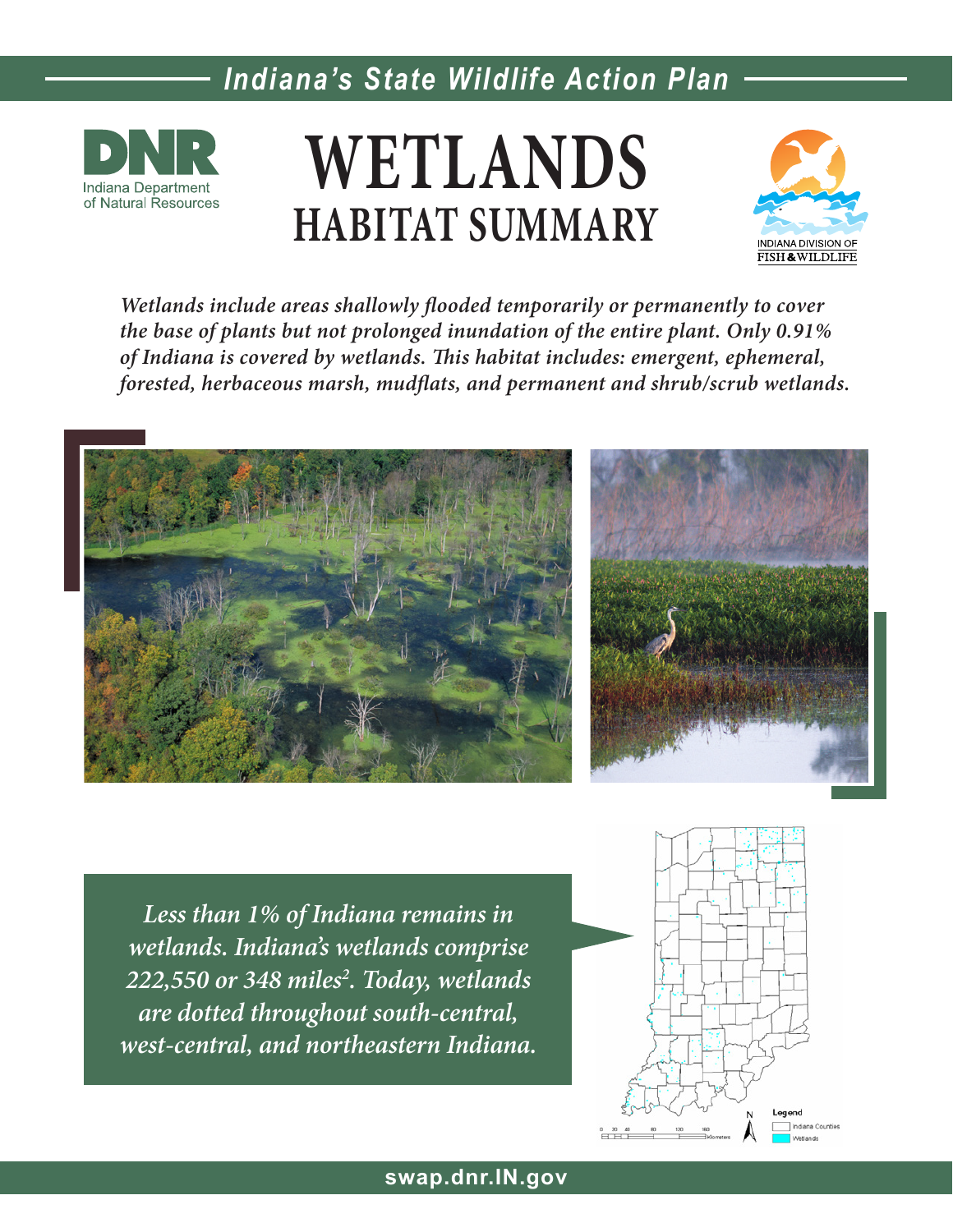## Indiana's State Wildlife Action Plan

DNR
Indiana Department of Natural Resources

# WETLANDS
## HABITAT SUMMARY

INDIANA DIVISION OF FISH & WILDLIFE

*Wetlands include areas shallowly flooded temporarily or permanently to cover the base of plants but not prolonged inundation of the entire plant. Only 0.91% of Indiana is covered by wetlands. This habitat includes: emergent, ephemeral, forested, herbaceous marsh, mudflats, and permanent and shrub/scrub wetlands.*

*Less than 1% of Indiana remains in wetlands. Indiana's wetlands comprise 222,550 or 348 miles$^2$. Today, wetlands are dotted throughout south-central, west-central, and northeastern Indiana.*

Legend
Indiana Counties
Wetlands

0 20 40 80 120 160 Kilometers

N

swap.dnr.IN.gov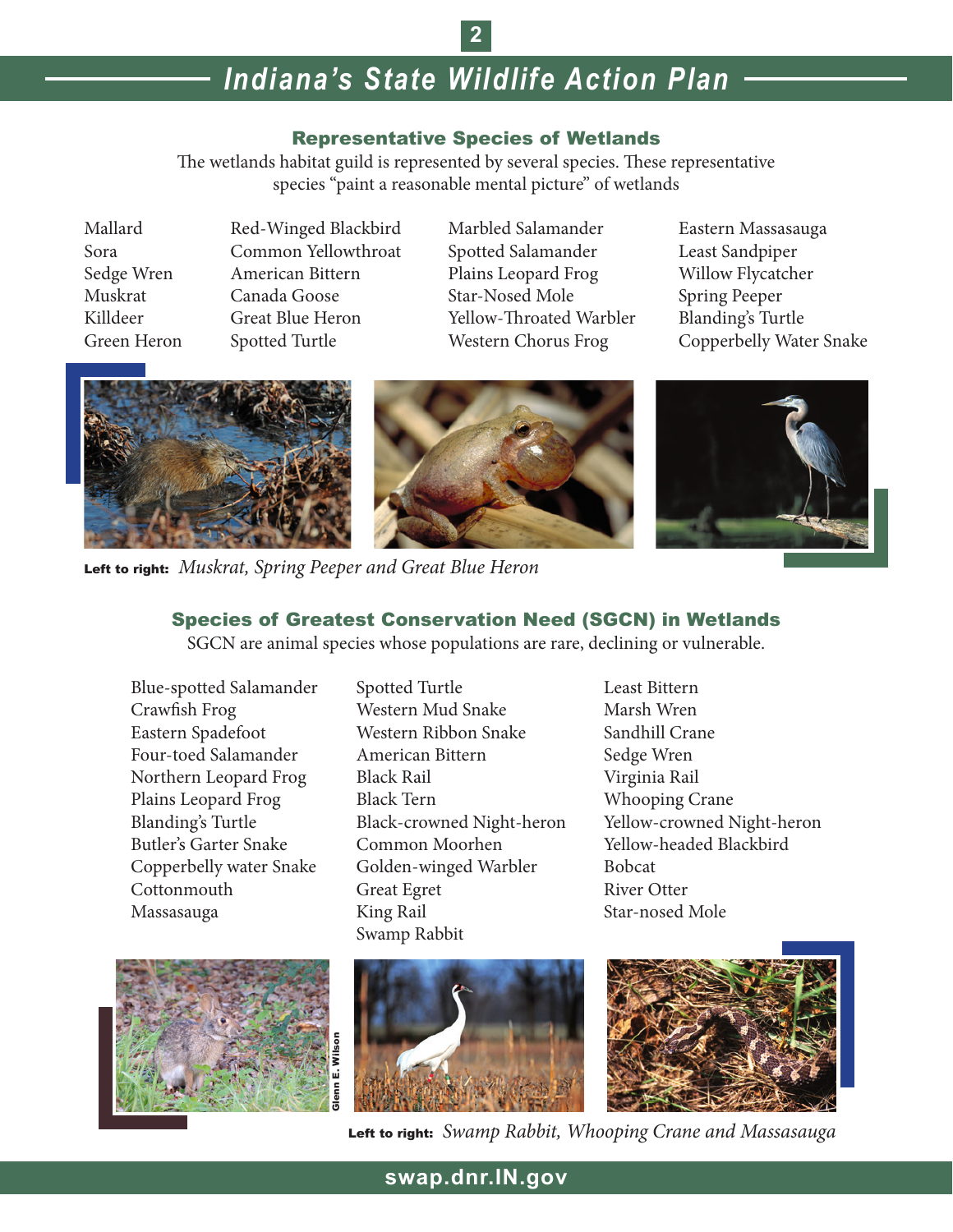# Indiana's State Wildlife Action Plan

## Representative Species of Wetlands

The wetlands habitat guild is represented by several species. These representative species "paint a reasonable mental picture" of wetlands

- Mallard
- Sora
- Sedge Wren
- Muskrat
- Killdeer
- Green Heron
- Red-Winged Blackbird
- Common Yellowthroat
- American Bittern
- Canada Goose
- Great Blue Heron
- Spotted Turtle
- Marbled Salamander
- Spotted Salamander
- Plains Leopard Frog
- Star-Nosed Mole
- Yellow-Throated Warbler
- Western Chorus Frog
- Eastern Massasauga
- Least Sandpiper
- Willow Flycatcher
- Spring Peeper
- Blanding's Turtle
- Copperbelly Water Snake

**Left to right:** *Muskrat, Spring Peeper and Great Blue Heron*

## Species of Greatest Conservation Need (SGCN) in Wetlands

SGCN are animal species whose populations are rare, declining or vulnerable.

- Blue-spotted Salamander
- Crawfish Frog
- Eastern Spadefoot
- Four-toed Salamander
- Northern Leopard Frog
- Plains Leopard Frog
- Blanding's Turtle
- Butler's Garter Snake
- Copperbelly water Snake
- Cottonmouth
- Massasauga
- Spotted Turtle
- Western Mud Snake
- Western Ribbon Snake
- American Bittern
- Black Rail
- Black Tern
- Black-crowned Night-heron
- Common Moorhen
- Golden-winged Warbler
- Great Egret
- King Rail
- Swamp Rabbit
- Least Bittern
- Marsh Wren
- Sandhill Crane
- Sedge Wren
- Virginia Rail
- Whooping Crane
- Yellow-crowned Night-heron
- Yellow-headed Blackbird
- Bobcat
- River Otter
- Star-nosed Mole

Glenn E. Wilson

**Left to right:** *Swamp Rabbit, Whooping Crane and Massasauga*

swap.dnr.IN.gov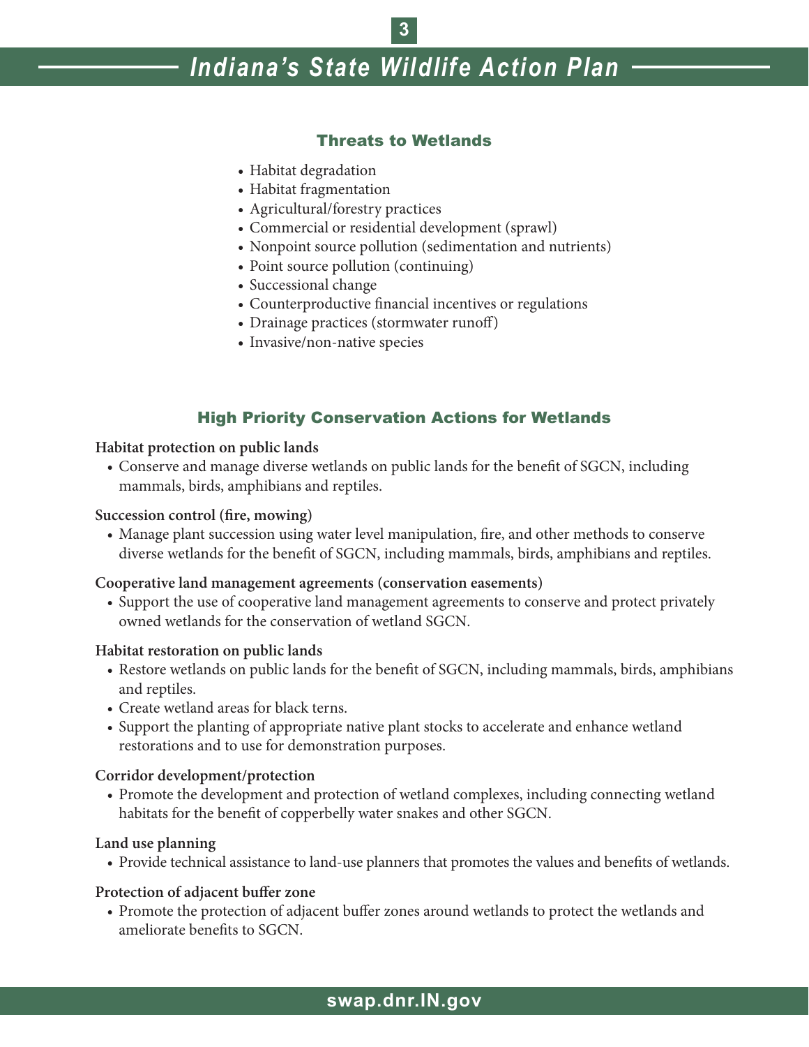## Threats to Wetlands

- Habitat degradation
- Habitat fragmentation
- Agricultural/forestry practices
- Commercial or residential development (sprawl)
- Nonpoint source pollution (sedimentation and nutrients)
- Point source pollution (continuing)
- Successional change
- Counterproductive financial incentives or regulations
- Drainage practices (stormwater runoff)
- Invasive/non-native species

## High Priority Conservation Actions for Wetlands

**Habitat protection on public lands**

- Conserve and manage diverse wetlands on public lands for the benefit of SGCN, including mammals, birds, amphibians and reptiles.

**Succession control (fire, mowing)**

- Manage plant succession using water level manipulation, fire, and other methods to conserve diverse wetlands for the benefit of SGCN, including mammals, birds, amphibians and reptiles.

**Cooperative land management agreements (conservation easements)**

- Support the use of cooperative land management agreements to conserve and protect privately owned wetlands for the conservation of wetland SGCN.

**Habitat restoration on public lands**

- Restore wetlands on public lands for the benefit of SGCN, including mammals, birds, amphibians and reptiles.
- Create wetland areas for black terns.
- Support the planting of appropriate native plant stocks to accelerate and enhance wetland restorations and to use for demonstration purposes.

**Corridor development/protection**

- Promote the development and protection of wetland complexes, including connecting wetland habitats for the benefit of copperbelly water snakes and other SGCN.

**Land use planning**

- Provide technical assistance to land-use planners that promotes the values and benefits of wetlands.

**Protection of adjacent buffer zone**

- Promote the protection of adjacent buffer zones around wetlands to protect the wetlands and ameliorate benefits to SGCN.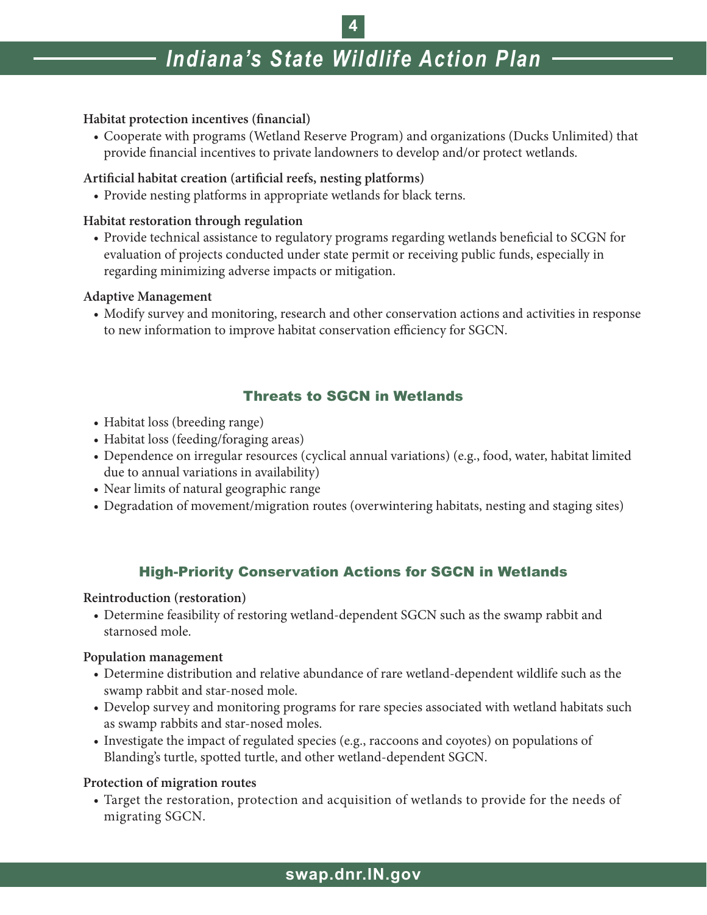**Habitat protection incentives (financial)**

- Cooperate with programs (Wetland Reserve Program) and organizations (Ducks Unlimited) that provide financial incentives to private landowners to develop and/or protect wetlands.

**Artificial habitat creation (artificial reefs, nesting platforms)**

- Provide nesting platforms in appropriate wetlands for black terns.

**Habitat restoration through regulation**

- Provide technical assistance to regulatory programs regarding wetlands beneficial to SCGN for evaluation of projects conducted under state permit or receiving public funds, especially in regarding minimizing adverse impacts or mitigation.

**Adaptive Management**

- Modify survey and monitoring, research and other conservation actions and activities in response to new information to improve habitat conservation efficiency for SGCN.

## Threats to SGCN in Wetlands

- Habitat loss (breeding range)
- Habitat loss (feeding/foraging areas)
- Dependence on irregular resources (cyclical annual variations) (e.g., food, water, habitat limited due to annual variations in availability)
- Near limits of natural geographic range
- Degradation of movement/migration routes (overwintering habitats, nesting and staging sites)

## High-Priority Conservation Actions for SGCN in Wetlands

**Reintroduction (restoration)**

- Determine feasibility of restoring wetland-dependent SGCN such as the swamp rabbit and starnosed mole.

**Population management**

- Determine distribution and relative abundance of rare wetland-dependent wildlife such as the swamp rabbit and star-nosed mole.
- Develop survey and monitoring programs for rare species associated with wetland habitats such as swamp rabbits and star-nosed moles.
- Investigate the impact of regulated species (e.g., raccoons and coyotes) on populations of Blanding's turtle, spotted turtle, and other wetland-dependent SGCN.

**Protection of migration routes**

- Target the restoration, protection and acquisition of wetlands to provide for the needs of migrating SGCN.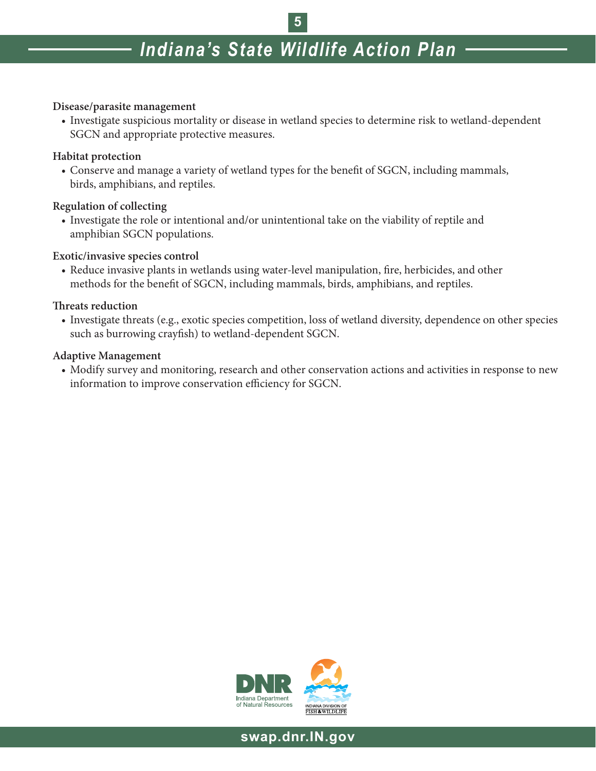**Disease/parasite management**

- Investigate suspicious mortality or disease in wetland species to determine risk to wetland-dependent SGCN and appropriate protective measures.

**Habitat protection**

- Conserve and manage a variety of wetland types for the benefit of SGCN, including mammals, birds, amphibians, and reptiles.

**Regulation of collecting**

- Investigate the role or intentional and/or unintentional take on the viability of reptile and amphibian SGCN populations.

**Exotic/invasive species control**

- Reduce invasive plants in wetlands using water-level manipulation, fire, herbicides, and other methods for the benefit of SGCN, including mammals, birds, amphibians, and reptiles.

**Threats reduction**

- Investigate threats (e.g., exotic species competition, loss of wetland diversity, dependence on other species such as burrowing crayfish) to wetland-dependent SGCN.

**Adaptive Management**

- Modify survey and monitoring, research and other conservation actions and activities in response to new information to improve conservation efficiency for SGCN.